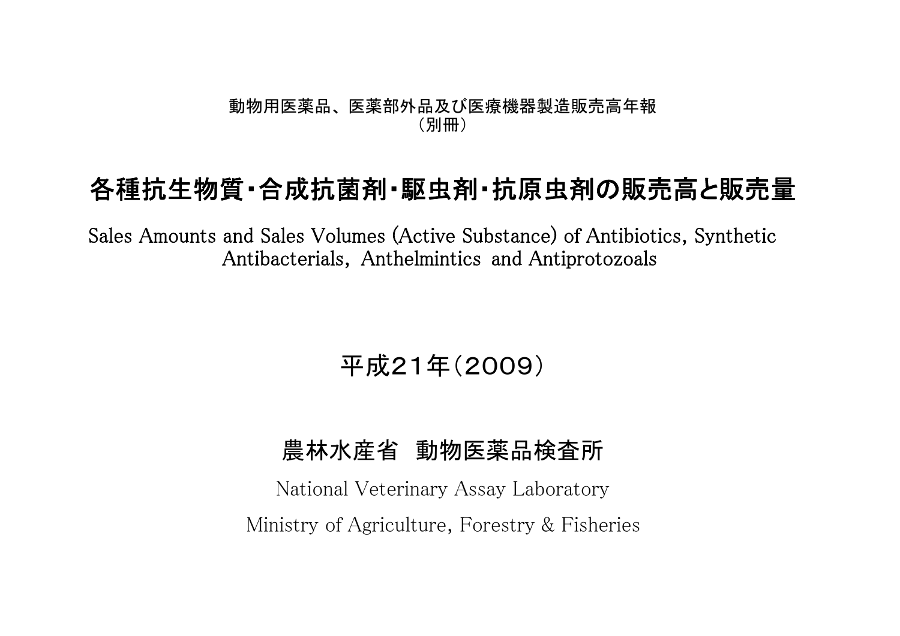動物用医薬品、医薬部外品及び医療機器製造販売高年報
（別冊）

# 各種抗生物質･合成抗菌剤･駆虫剤･抗原虫剤の販売高と販売量

Sales Amounts and Sales Volumes (Active Substance) of Antibiotics, Synthetic Antibacterials, Anthelmintics and Antiprotozoals

## 平成２１年（２００９）

## 農林水産省　動物医薬品検査所

National Veterinary Assay Laboratory

Ministry of Agriculture, Forestry & Fisheries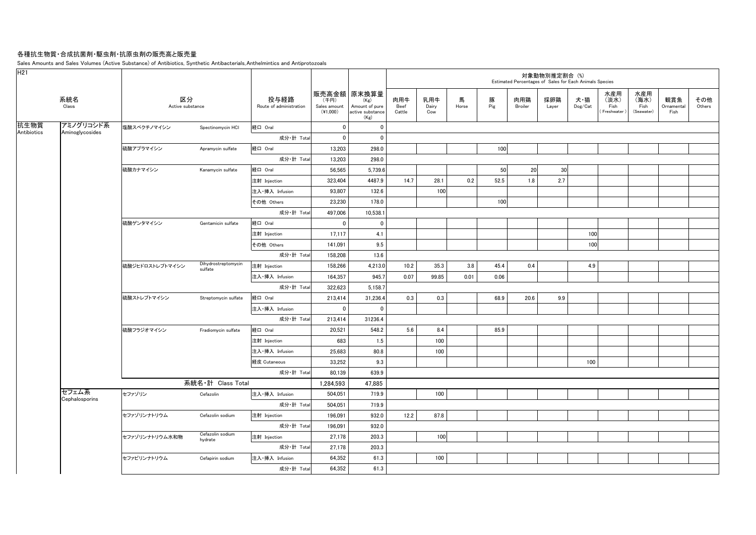# 各種抗生物質・合成抗菌剤・駆虫剤・抗原虫剤の販売高と販売量

Sales Amounts and Sales Volumes (Active Substance) of Antibiotics, Synthetic Antibacterials, Anthelmintics and Antiprotozoals

H21

| | 系統名 Class | 区分 Active substance | | 投与経路 Route of administration | 販売高金額 (千円) Sales amount (¥1,000) | 原末換算量 (Kg) Amount of pure active substance (Kg) | 対象動物別推定割合 (%) Estimated Percentages of Sales for Each Animals Species | | | | | | | | | | |
|---|---|---|---|---|---|---|---|---|---|---|---|---|---|---|---|---|---|
| | | | | | | | 肉用牛 Beef Cattle | 乳用牛 Dairy Cow | 馬 Horse | 豚 Pig | 肉用鶏 Broiler | 採卵鶏 Layer | 犬・猫 Dog/Cat | 水産用(淡水) Fish (Freshwater) | 水産用(海水) Fish (Seawater) | 観賞魚 Ornamental Fish | その他 Others |
| 抗生物質 Antibiotics | アミノグリコシド系 Aminoglycosides | 塩酸スペクチノマイシン | Spectinomycin HCl | 経口 Oral | 0 | 0 | | | | | | | | | | | |
| | | | | 成分・計 Total | 0 | 0 | | | | | | | | | | | |
| | | 硫酸アプラマイシン | Apramycin sulfate | 経口 Oral | 13,203 | 298.0 | | | | 100 | | | | | | | |
| | | | | 成分・計 Total | 13,203 | 298.0 | | | | | | | | | | | |
| | | 硫酸カナマイシン | Kanamycin sulfate | 経口 Oral | 56,565 | 5,739.6 | | | | 50 | 20 | 30 | | | | | |
| | | | | 注射 Injection | 323,404 | 4487.9 | 14.7 | 28.1 | 0.2 | 52.5 | 1.8 | 2.7 | | | | | |
| | | | | 注入・挿入 Infusion | 93,807 | 132.6 | | 100 | | | | | | | | | |
| | | | | その他 Others | 23,230 | 178.0 | | | | 100 | | | | | | | |
| | | | | 成分・計 Total | 497,006 | 10,538.1 | | | | | | | | | | | |
| | | 硫酸ゲンタマイシン | Gentamicin sulfate | 経口 Oral | 0 | 0 | | | | | | | | | | | |
| | | | | 注射 Injection | 17,117 | 4.1 | | | | | | | 100 | | | | |
| | | | | その他 Others | 141,091 | 9.5 | | | | | | | 100 | | | | |
| | | | | 成分・計 Total | 158,208 | 13.6 | | | | | | | | | | | |
| | | 硫酸ジヒドロストレプトマイシン | Dihydrostreptomycin sulfate | 注射 Injection | 158,266 | 4,213.0 | 10.2 | 35.3 | 3.8 | 45.4 | 0.4 | | 4.9 | | | | |
| | | | | 注入・挿入 Infusion | 164,357 | 945.7 | 0.07 | 99.85 | 0.01 | 0.06 | | | | | | | |
| | | | | 成分・計 Total | 322,623 | 5,158.7 | | | | | | | | | | | |
| | | 硫酸ストレプトマイシン | Streptomycin sulfate | 経口 Oral | 213,414 | 31,236.4 | 0.3 | 0.3 | | 68.9 | 20.6 | 9.9 | | | | | |
| | | | | 注入・挿入 Infusion | 0 | 0 | | | | | | | | | | | |
| | | | | 成分・計 Total | 213,414 | 31236.4 | | | | | | | | | | | |
| | | 硫酸フラジオマイシン | Fradiomycin sulfate | 経口 Oral | 20,521 | 548.2 | 5.6 | 8.4 | | 85.9 | | | | | | | |
| | | | | 注射 Injection | 683 | 1.5 | | 100 | | | | | | | | | |
| | | | | 注入・挿入 Infusion | 25,683 | 80.8 | | 100 | | | | | | | | | |
| | | | | 経皮 Cutaneous | 33,252 | 9.3 | | | | | | | 100 | | | | |
| | | | | 成分・計 Total | 80,139 | 639.9 | | | | | | | | | | | |
| | | 系統名・計 Class Total | | | 1,284,593 | 47,885 | | | | | | | | | | | |
| | セフェム系 Cephalosporins | セファゾリン | Cefazolin | 注入・挿入 Infusion | 504,051 | 719.9 | | 100 | | | | | | | | | |
| | | | | 成分・計 Total | 504,051 | 719.9 | | | | | | | | | | | |
| | | セファゾリンナトリウム | Cefazolin sodium | 注射 Injection | 196,091 | 932.0 | 12.2 | 87.8 | | | | | | | | | |
| | | | | 成分・計 Total | 196,091 | 932.0 | | | | | | | | | | | |
| | | セファゾリンナトリウム水和物 | Cefazolin sodium hydrate | 注射 Injection | 27,178 | 203.3 | | 100 | | | | | | | | | |
| | | | | 成分・計 Total | 27,178 | 203.3 | | | | | | | | | | | |
| | | セファピリンナトリウム | Cefapirin sodium | 注入・挿入 Infusion | 64,352 | 61.3 | | 100 | | | | | | | | | |
| | | | | 成分・計 Total | 64,352 | 61.3 | | | | | | | | | | | |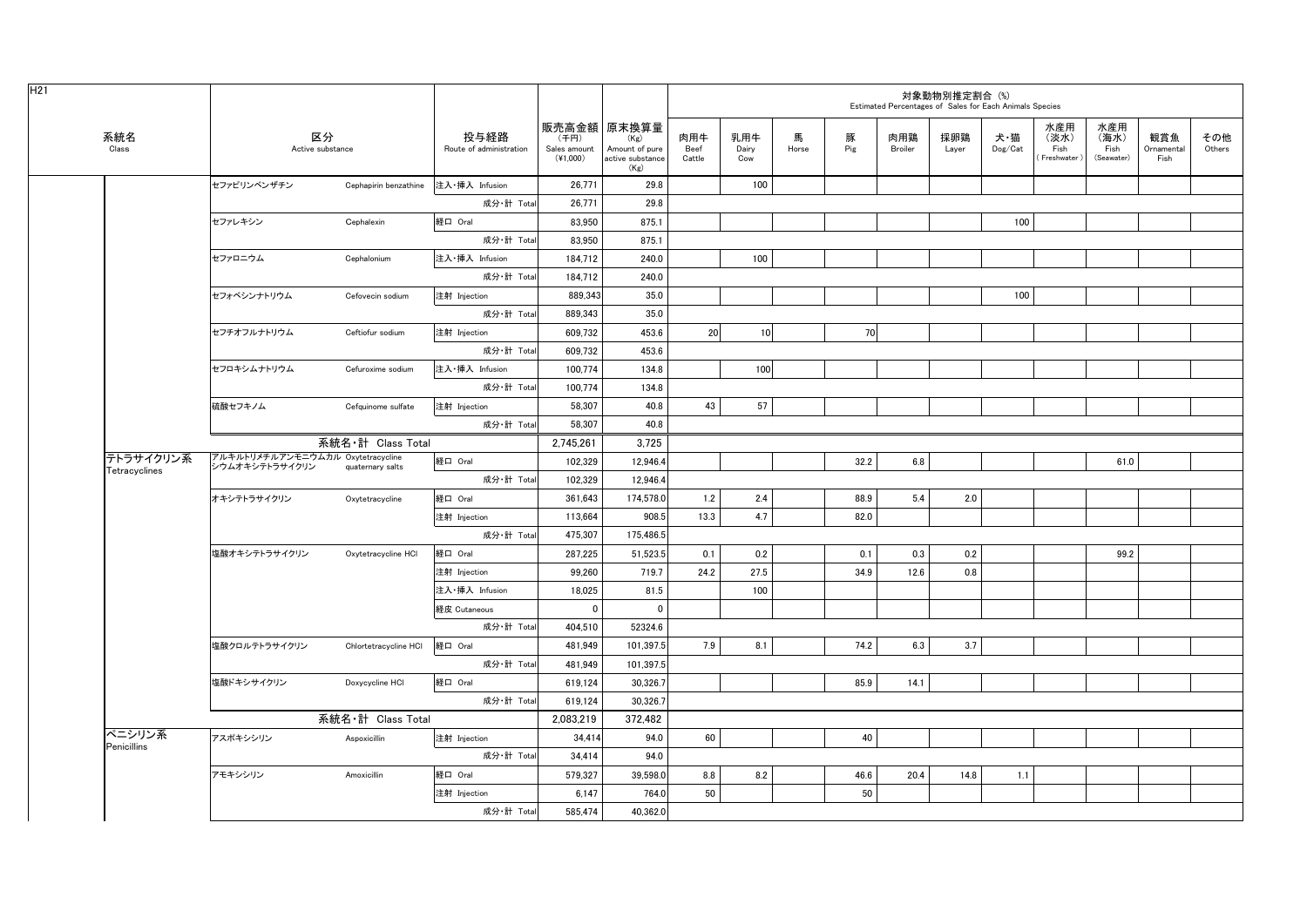H21

| 系統名 Class | 区分 Active substance | | 投与経路 Route of administration | 販売高金額 (千円) Sales amount (¥1,000) | 原末換算量 (Kg) Amount of pure active substance (Kg) | 対象動物別推定割合 (%) Estimated Percentages of Sales for Each Animals Species | | | | | | | | | | |
|---|---|---|---|---|---|---|---|---|---|---|---|---|---|---|---|---|
| | | | | | | 肉用牛 Beef Cattle | 乳用牛 Dairy Cow | 馬 Horse | 豚 Pig | 肉用鶏 Broiler | 採卵鶏 Layer | 犬・猫 Dog/Cat | 水産用(淡水) Fish (Freshwater) | 水産用(海水) Fish (Seawater) | 観賞魚 Ornamental Fish | その他 Others |
| | セファピリンベンザチン | Cephapirin benzathine | 注入・挿入 Infusion | 26,771 | 29.8 | | 100 | | | | | | | | | |
| | | | 成分・計 Total | 26,771 | 29.8 | | | | | | | | | | | |
| | セファレキシン | Cephalexin | 経口 Oral | 83,950 | 875.1 | | | | | | | 100 | | | | |
| | | | 成分・計 Total | 83,950 | 875.1 | | | | | | | | | | | |
| | セファロニウム | Cephalonium | 注入・挿入 Infusion | 184,712 | 240.0 | | 100 | | | | | | | | | |
| | | | 成分・計 Total | 184,712 | 240.0 | | | | | | | | | | | |
| | セフォベシンナトリウム | Cefovecin sodium | 注射 Injection | 889,343 | 35.0 | | | | | | | 100 | | | | |
| | | | 成分・計 Total | 889,343 | 35.0 | | | | | | | | | | | |
| | セフチオフルナトリウム | Ceftiofur sodium | 注射 Injection | 609,732 | 453.6 | 20 | 10 | | 70 | | | | | | | |
| | | | 成分・計 Total | 609,732 | 453.6 | | | | | | | | | | | |
| | セフロキシムナトリウム | Cefuroxime sodium | 注入・挿入 Infusion | 100,774 | 134.8 | | 100 | | | | | | | | | |
| | | | 成分・計 Total | 100,774 | 134.8 | | | | | | | | | | | |
| | 硫酸セフキノム | Cefquinome sulfate | 注射 Injection | 58,307 | 40.8 | 43 | 57 | | | | | | | | | |
| | | | 成分・計 Total | 58,307 | 40.8 | | | | | | | | | | | |
| | 系統名・計 Class Total | | | 2,745,261 | 3,725 | | | | | | | | | | | |
| テトラサイクリン系 Tetracyclines | アルキルトリメチルアンモニウムカルシウムオキシテトラサイクリン | Oxytetracycline quaternary salts | 経口 Oral | 102,329 | 12,946.4 | | | | 32.2 | 6.8 | | | | 61.0 | | |
| | | | 成分・計 Total | 102,329 | 12,946.4 | | | | | | | | | | | |
| | オキシテトラサイクリン | Oxytetracycline | 経口 Oral | 361,643 | 174,578.0 | 1.2 | 2.4 | | 88.9 | 5.4 | 2.0 | | | | | |
| | | | 注射 Injection | 113,664 | 908.5 | 13.3 | 4.7 | | 82.0 | | | | | | | |
| | | | 成分・計 Total | 475,307 | 175,486.5 | | | | | | | | | | | |
| | 塩酸オキシテトラサイクリン | Oxytetracycline HCl | 経口 Oral | 287,225 | 51,523.5 | 0.1 | 0.2 | | 0.1 | 0.3 | 0.2 | | | 99.2 | | |
| | | | 注射 Injection | 99,260 | 719.7 | 24.2 | 27.5 | | 34.9 | 12.6 | 0.8 | | | | | |
| | | | 注入・挿入 Infusion | 18,025 | 81.5 | | 100 | | | | | | | | | |
| | | | 経皮 Cutaneous | 0 | 0 | | | | | | | | | | | |
| | | | 成分・計 Total | 404,510 | 52324.6 | | | | | | | | | | | |
| | 塩酸クロルテトラサイクリン | Chlortetracycline HCl | 経口 Oral | 481,949 | 101,397.5 | 7.9 | 8.1 | | 74.2 | 6.3 | 3.7 | | | | | |
| | | | 成分・計 Total | 481,949 | 101,397.5 | | | | | | | | | | | |
| | 塩酸ドキシサイクリン | Doxycycline HCl | 経口 Oral | 619,124 | 30,326.7 | | | | 85.9 | 14.1 | | | | | | |
| | | | 成分・計 Total | 619,124 | 30,326.7 | | | | | | | | | | | |
| | 系統名・計 Class Total | | | 2,083,219 | 372,482 | | | | | | | | | | | |
| ペニシリン系 Penicillins | アスポキシシリン | Aspoxicillin | 注射 Injection | 34,414 | 94.0 | 60 | | | 40 | | | | | | | |
| | | | 成分・計 Total | 34,414 | 94.0 | | | | | | | | | | | |
| | アモキシシリン | Amoxicillin | 経口 Oral | 579,327 | 39,598.0 | 8.8 | 8.2 | | 46.6 | 20.4 | 14.8 | 1.1 | | | | |
| | | | 注射 Injection | 6,147 | 764.0 | 50 | | | 50 | | | | | | | |
| | | | 成分・計 Total | 585,474 | 40,362.0 | | | | | | | | | | | |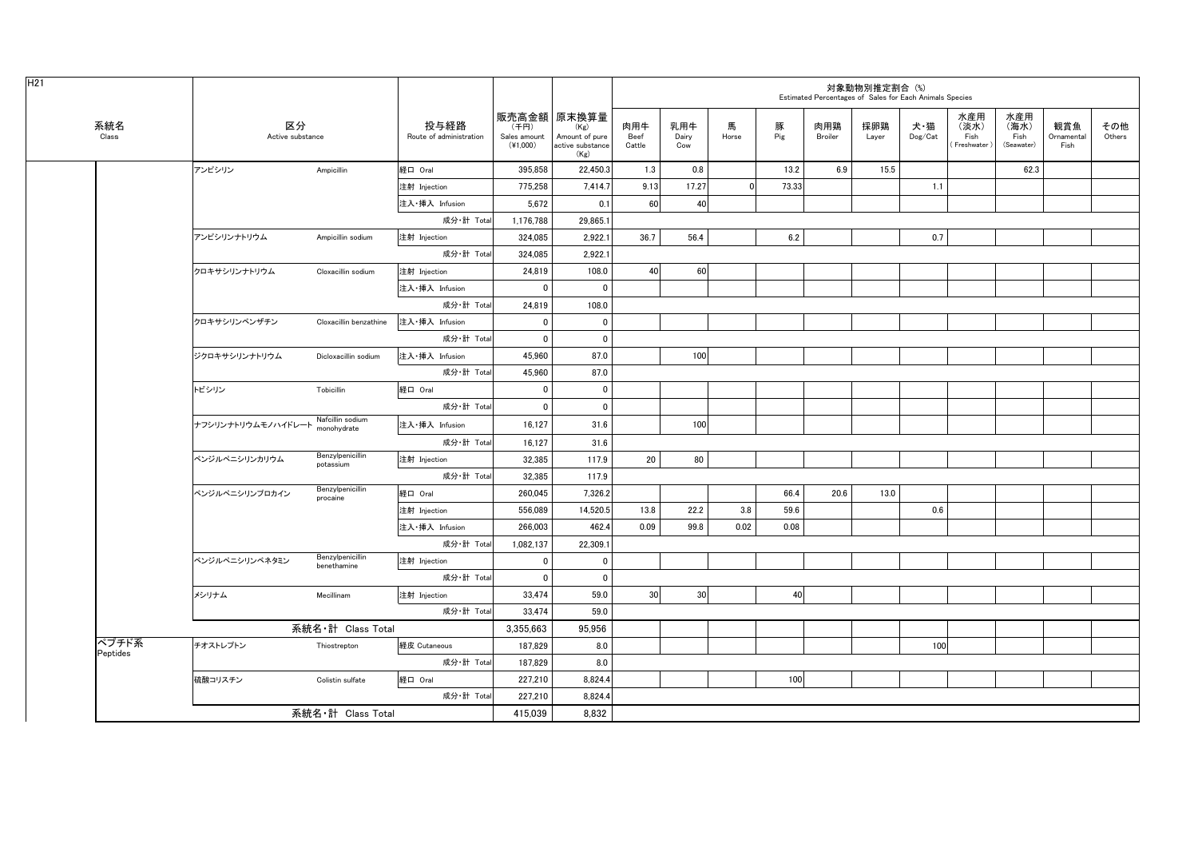H21

| 系統名 Class | 区分 Active substance | | 投与経路 Route of administration | 販売高金額 (千円) Sales amount (¥1,000) | 原末換算量 (Kg) Amount of pure active substance (Kg) | 対象動物別推定割合 (%) Estimated Percentages of Sales for Each Animals Species | | | | | | | | | | |
|---|---|---|---|---|---|---|---|---|---|---|---|---|---|---|---|---|
| | | | | | | 肉用牛 Beef Cattle | 乳用牛 Dairy Cow | 馬 Horse | 豚 Pig | 肉用鶏 Broiler | 採卵鶏 Layer | 犬・猫 Dog/Cat | 水産用 (淡水) Fish (Freshwater) | 水産用 (海水) Fish (Seawater) | 観賞魚 Ornamental Fish | その他 Others |
| | アンピシリン | Ampicillin | 経口 Oral | 395,858 | 22,450.3 | 1.3 | 0.8 | | 13.2 | 6.9 | 15.5 | | | 62.3 | | |
| | | | 注射 Injection | 775,258 | 7,414.7 | 9.13 | 17.27 | 0 | 73.33 | | | 1.1 | | | | |
| | | | 注入・挿入 Infusion | 5,672 | 0.1 | 60 | 40 | | | | | | | | | |
| | | | 成分・計 Total | 1,176,788 | 29,865.1 | | | | | | | | | | | |
| | アンピシリンナトリウム | Ampicillin sodium | 注射 Injection | 324,085 | 2,922.1 | 36.7 | 56.4 | | 6.2 | | | 0.7 | | | | |
| | | | 成分・計 Total | 324,085 | 2,922.1 | | | | | | | | | | | |
| | クロキサシリンナトリウム | Cloxacillin sodium | 注射 Injection | 24,819 | 108.0 | 40 | 60 | | | | | | | | | |
| | | | 注入・挿入 Infusion | 0 | 0 | | | | | | | | | | | |
| | | | 成分・計 Total | 24,819 | 108.0 | | | | | | | | | | | |
| | クロキサシリンベンザチン | Cloxacillin benzathine | 注入・挿入 Infusion | 0 | 0 | | | | | | | | | | | |
| | | | 成分・計 Total | 0 | 0 | | | | | | | | | | | |
| | ジクロキサシリンナトリウム | Dicloxacillin sodium | 注入・挿入 Infusion | 45,960 | 87.0 | | 100 | | | | | | | | | |
| | | | 成分・計 Total | 45,960 | 87.0 | | | | | | | | | | | |
| | トビシリン | Tobicillin | 経口 Oral | 0 | 0 | | | | | | | | | | | |
| | | | 成分・計 Total | 0 | 0 | | | | | | | | | | | |
| | ナフシリンナトリウムモノハイドレート | Nafcillin sodium monohydrate | 注入・挿入 Infusion | 16,127 | 31.6 | | 100 | | | | | | | | | |
| | | | 成分・計 Total | 16,127 | 31.6 | | | | | | | | | | | |
| | ベンジルペニシリンカリウム | Benzylpenicillin potassium | 注射 Injection | 32,385 | 117.9 | 20 | 80 | | | | | | | | | |
| | | | 成分・計 Total | 32,385 | 117.9 | | | | | | | | | | | |
| | ベンジルペニシリンプロカイン | Benzylpenicillin procaine | 経口 Oral | 260,045 | 7,326.2 | | | | 66.4 | 20.6 | 13.0 | | | | | |
| | | | 注射 Injection | 556,089 | 14,520.5 | 13.8 | 22.2 | 3.8 | 59.6 | | | 0.6 | | | | |
| | | | 注入・挿入 Infusion | 266,003 | 462.4 | 0.09 | 99.8 | 0.02 | 0.08 | | | | | | | |
| | | | 成分・計 Total | 1,082,137 | 22,309.1 | | | | | | | | | | | |
| | ベンジルペニシリンベネタミン | Benzylpenicillin benethamine | 注射 Injection | 0 | 0 | | | | | | | | | | | |
| | | | 成分・計 Total | 0 | 0 | | | | | | | | | | | |
| | メシリナム | Mecillinam | 注射 Injection | 33,474 | 59.0 | 30 | 30 | | 40 | | | | | | | |
| | | | 成分・計 Total | 33,474 | 59.0 | | | | | | | | | | | |
| | 系統名・計 Class Total | | | 3,355,663 | 95,956 | | | | | | | | | | | |
| ペプチド系 Peptides | チオストレプトン | Thiostrepton | 経皮 Cutaneous | 187,829 | 8.0 | | | | | | | 100 | | | | |
| | | | 成分・計 Total | 187,829 | 8.0 | | | | | | | | | | | |
| | 硫酸コリスチン | Colistin sulfate | 経口 Oral | 227,210 | 8,824.4 | | | | 100 | | | | | | | |
| | | | 成分・計 Total | 227,210 | 8,824.4 | | | | | | | | | | | |
| | 系統名・計 Class Total | | | 415,039 | 8,832 | | | | | | | | | | | |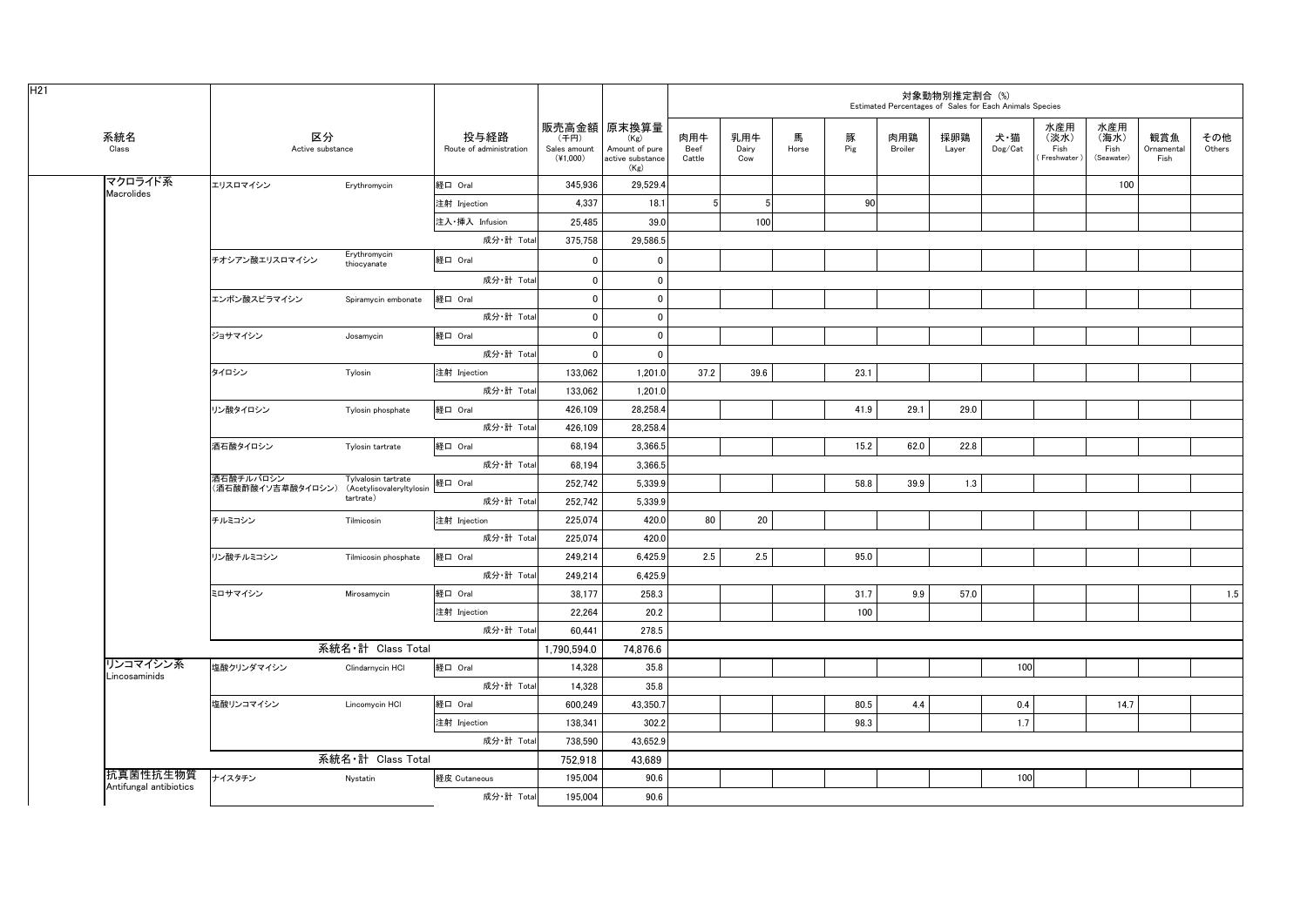H21

| 系統名 Class | 区分 Active substance | | 投与経路 Route of administration | 販売高金額 (千円) Sales amount (¥1,000) | 原末換算量 (Kg) Amount of pure active substance (Kg) | 対象動物別推定割合 (%) Estimated Percentages of Sales for Each Animals Species | | | | | | | | | | |
|---|---|---|---|---|---|---|---|---|---|---|---|---|---|---|---|---|
| | | | | | | 肉用牛 Beef Cattle | 乳用牛 Dairy Cow | 馬 Horse | 豚 Pig | 肉用鶏 Broiler | 採卵鶏 Layer | 犬・猫 Dog/Cat | 水産用（淡水） Fish (Freshwater) | 水産用（海水） Fish (Seawater) | 観賞魚 Ornamental Fish | その他 Others |
| マクロライド系 Macrolides | エリスロマイシン | Erythromycin | 経口 Oral | 345,936 | 29,529.4 | | | | | | | | | 100 | | |
| | | | 注射 Injection | 4,337 | 18.1 | 5 | 5 | | 90 | | | | | | | |
| | | | 注入・挿入 Infusion | 25,485 | 39.0 | | 100 | | | | | | | | | |
| | | | 成分・計 Total | 375,758 | 29,586.5 | | | | | | | | | | | |
| | チオシアン酸エリスロマイシン | Erythromycin thiocyanate | 経口 Oral | 0 | 0 | | | | | | | | | | | |
| | | | 成分・計 Total | 0 | 0 | | | | | | | | | | | |
| | エンボン酸スピラマイシン | Spiramycin embonate | 経口 Oral | 0 | 0 | | | | | | | | | | | |
| | | | 成分・計 Total | 0 | 0 | | | | | | | | | | | |
| | ジョサマイシン | Josamycin | 経口 Oral | 0 | 0 | | | | | | | | | | | |
| | | | 成分・計 Total | 0 | 0 | | | | | | | | | | | |
| | タイロシン | Tylosin | 注射 Injection | 133,062 | 1,201.0 | 37.2 | 39.6 | | 23.1 | | | | | | | |
| | | | 成分・計 Total | 133,062 | 1,201.0 | | | | | | | | | | | |
| | リン酸タイロシン | Tylosin phosphate | 経口 Oral | 426,109 | 28,258.4 | | | | 41.9 | 29.1 | 29.0 | | | | | |
| | | | 成分・計 Total | 426,109 | 28,258.4 | | | | | | | | | | | |
| | 酒石酸タイロシン | Tylosin tartrate | 経口 Oral | 68,194 | 3,366.5 | | | | 15.2 | 62.0 | 22.8 | | | | | |
| | | | 成分・計 Total | 68,194 | 3,366.5 | | | | | | | | | | | |
| | 酒石酸チルバロシン（酒石酸酢酸イソ吉草酸タイロシン） | Tylvalosin tartrate (Acetylisovaleryltylosin tartrate) | 経口 Oral | 252,742 | 5,339.9 | | | | 58.8 | 39.9 | 1.3 | | | | | |
| | | | 成分・計 Total | 252,742 | 5,339.9 | | | | | | | | | | | |
| | チルミコシン | Tilmicosin | 注射 Injection | 225,074 | 420.0 | 80 | 20 | | | | | | | | | |
| | | | 成分・計 Total | 225,074 | 420.0 | | | | | | | | | | | |
| | リン酸チルミコシン | Tilmicosin phosphate | 経口 Oral | 249,214 | 6,425.9 | 2.5 | 2.5 | | 95.0 | | | | | | | |
| | | | 成分・計 Total | 249,214 | 6,425.9 | | | | | | | | | | | |
| | ミロサマイシン | Mirosamycin | 経口 Oral | 38,177 | 258.3 | | | | 31.7 | 9.9 | 57.0 | | | | | 1.5 |
| | | | 注射 Injection | 22,264 | 20.2 | | | | 100 | | | | | | | |
| | | | 成分・計 Total | 60,441 | 278.5 | | | | | | | | | | | |
| | 系統名・計 Class Total | | | 1,790,594.0 | 74,876.6 | | | | | | | | | | | |
| リンコマイシン系 Lincosaminids | 塩酸クリンダマイシン | Clindarnycin HCl | 経口 Oral | 14,328 | 35.8 | | | | | | | 100 | | | | |
| | | | 成分・計 Total | 14,328 | 35.8 | | | | | | | | | | | |
| | 塩酸リンコマイシン | Lincomycin HCl | 経口 Oral | 600,249 | 43,350.7 | | | | 80.5 | 4.4 | | 0.4 | | 14.7 | | |
| | | | 注射 Injection | 138,341 | 302.2 | | | | 98.3 | | | 1.7 | | | | |
| | | | 成分・計 Total | 738,590 | 43,652.9 | | | | | | | | | | | |
| | 系統名・計 Class Total | | | 752,918 | 43,689 | | | | | | | | | | | |
| 抗真菌性抗生物質 Antifungal antibiotics | ナイスタチン | Nystatin | 経皮 Cutaneous | 195,004 | 90.6 | | | | | | | 100 | | | | |
| | | | 成分・計 Total | 195,004 | 90.6 | | | | | | | | | | | |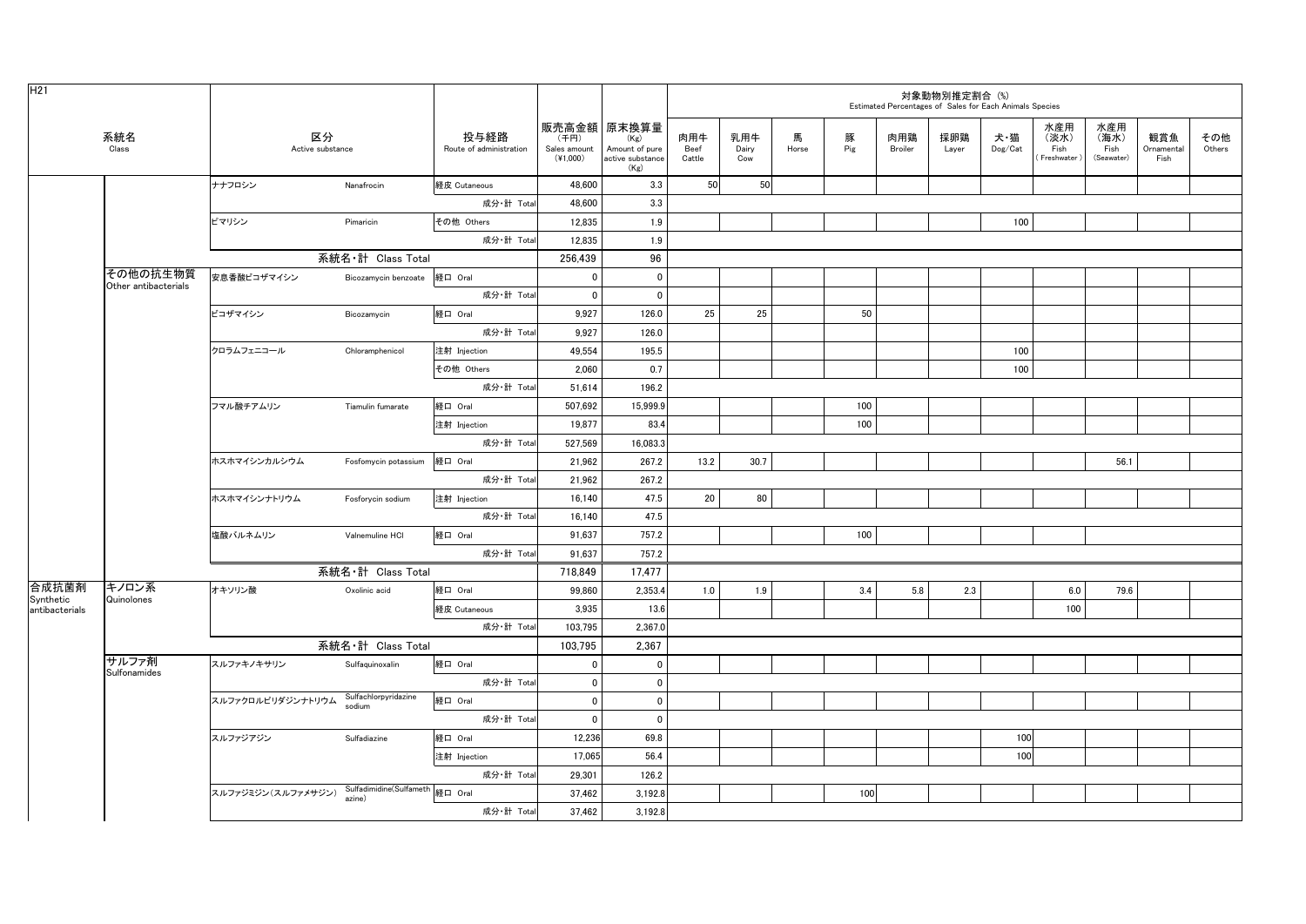H21

| 系統名 Class | | 区分 Active substance | | 投与経路 Route of administration | 販売高金額 (千円) Sales amount (¥1,000) | 原末換算量 (Kg) Amount of pure active substance (Kg) | 対象動物別推定割合 (%) Estimated Percentages of Sales for Each Animals Species | | | | | | | | | | |
|---|---|---|---|---|---|---|---|---|---|---|---|---|---|---|---|---|---|
| | | | | | | | 肉用牛 Beef Cattle | 乳用牛 Dairy Cow | 馬 Horse | 豚 Pig | 肉用鶏 Broiler | 採卵鶏 Layer | 犬・猫 Dog/Cat | 水産用（淡水）Fish (Freshwater) | 水産用（海水）Fish (Seawater) | 観賞魚 Ornamental Fish | その他 Others |
| | | ナナフロシン | Nanafrocin | 経皮 Cutaneous | 48,600 | 3.3 | 50 | 50 | | | | | | | | | |
| | | | | 成分・計 Total | 48,600 | 3.3 | | | | | | | | | | | |
| | | ピマリシン | Pimaricin | その他 Others | 12,835 | 1.9 | | | | | | | 100 | | | | |
| | | | | 成分・計 Total | 12,835 | 1.9 | | | | | | | | | | | |
| | | 系統名・計 Class Total | | | 256,439 | 96 | | | | | | | | | | | |
| | その他の抗生物質 Other antibacterials | 安息香酸ビコザマイシン | Bicozamycin benzoate | 経口 Oral | 0 | 0 | | | | | | | | | | | |
| | | | | 成分・計 Total | 0 | 0 | | | | | | | | | | | |
| | | ビコザマイシン | Bicozamycin | 経口 Oral | 9,927 | 126.0 | 25 | 25 | | 50 | | | | | | | |
| | | | | 成分・計 Total | 9,927 | 126.0 | | | | | | | | | | | |
| | | クロラムフェニコール | Chloramphenicol | 注射 Injection | 49,554 | 195.5 | | | | | | | 100 | | | | |
| | | | | その他 Others | 2,060 | 0.7 | | | | | | | 100 | | | | |
| | | | | 成分・計 Total | 51,614 | 196.2 | | | | | | | | | | | |
| | | フマル酸チアムリン | Tiamulin fumarate | 経口 Oral | 507,692 | 15,999.9 | | | | 100 | | | | | | | |
| | | | | 注射 Injection | 19,877 | 83.4 | | | | 100 | | | | | | | |
| | | | | 成分・計 Total | 527,569 | 16,083.3 | | | | | | | | | | | |
| | | ホスホマイシンカルシウム | Fosfomycin potassium | 経口 Oral | 21,962 | 267.2 | 13.2 | 30.7 | | | | | | | 56.1 | | |
| | | | | 成分・計 Total | 21,962 | 267.2 | | | | | | | | | | | |
| | | ホスホマイシンナトリウム | Fosforycin sodium | 注射 Injection | 16,140 | 47.5 | 20 | 80 | | | | | | | | | |
| | | | | 成分・計 Total | 16,140 | 47.5 | | | | | | | | | | | |
| | | 塩酸バルネムリン | Valnemuline HCl | 経口 Oral | 91,637 | 757.2 | | | | 100 | | | | | | | |
| | | | | 成分・計 Total | 91,637 | 757.2 | | | | | | | | | | | |
| | | 系統名・計 Class Total | | | 718,849 | 17,477 | | | | | | | | | | | |
| 合成抗菌剤 Synthetic antibacterials | キノロン系 Quinolones | オキソリン酸 | Oxolinic acid | 経口 Oral | 99,860 | 2,353.4 | 1.0 | 1.9 | | 3.4 | 5.8 | 2.3 | | 6.0 | 79.6 | | |
| | | | | 経皮 Cutaneous | 3,935 | 13.6 | | | | | | | | 100 | | | |
| | | | | 成分・計 Total | 103,795 | 2,367.0 | | | | | | | | | | | |
| | | 系統名・計 Class Total | | | 103,795 | 2,367 | | | | | | | | | | | |
| | サルファ剤 Sulfonamides | スルファキノキサリン | Sulfaquinoxalin | 経口 Oral | 0 | 0 | | | | | | | | | | | |
| | | | | 成分・計 Total | 0 | 0 | | | | | | | | | | | |
| | | スルファクロルピリダジンナトリウム | Sulfachlorpyridazine sodium | 経口 Oral | 0 | 0 | | | | | | | | | | | |
| | | | | 成分・計 Total | 0 | 0 | | | | | | | | | | | |
| | | スルファジアジン | Sulfadiazine | 経口 Oral | 12,236 | 69.8 | | | | | | | 100 | | | | |
| | | | | 注射 Injection | 17,065 | 56.4 | | | | | | | 100 | | | | |
| | | | | 成分・計 Total | 29,301 | 126.2 | | | | | | | | | | | |
| | | スルファジミジン（スルファメサジン） | Sulfadimidine(Sulfamethazine) | 経口 Oral | 37,462 | 3,192.8 | | | | 100 | | | | | | | |
| | | | | 成分・計 Total | 37,462 | 3,192.8 | | | | | | | | | | | |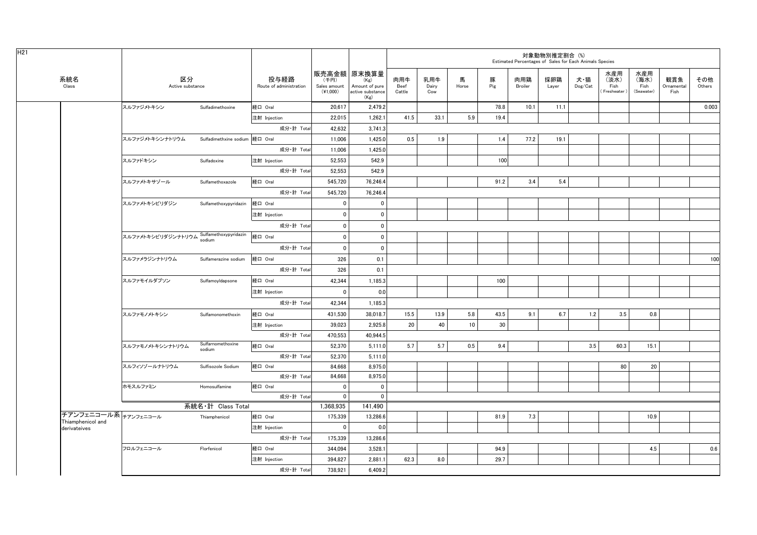H21

| 系統名 Class | 区分 Active substance | | 投与経路 Route of administration | 販売高金額 (千円) Sales amount (¥1,000) | 原末換算量 (Kg) Amount of pure active substance (Kg) | 対象動物別推定割合 (%) Estimated Percentages of Sales for Each Animals Species | | | | | | | | | | |
|---|---|---|---|---|---|---|---|---|---|---|---|---|---|---|---|---|
| | | | | | | 肉用牛 Beef Cattle | 乳用牛 Dairy Cow | 馬 Horse | 豚 Pig | 肉用鶏 Broiler | 採卵鶏 Layer | 犬・猫 Dog/Cat | 水産用(淡水) Fish (Freshwater) | 水産用(海水) Fish (Seawater) | 観賞魚 Ornamental Fish | その他 Others |
| | スルファジメトキシン | Sulfadimethoxine | 経口 Oral | 20,617 | 2,479.2 | | | | 78.8 | 10.1 | 11.1 | | | | | 0.003 |
| | | | 注射 Injection | 22,015 | 1,262.1 | 41.5 | 33.1 | 5.9 | 19.4 | | | | | | | |
| | | | 成分・計 Total | 42,632 | 3,741.3 | | | | | | | | | | | |
| | スルファジメトキシンナトリウム | Sulfadimethxine sodium | 経口 Oral | 11,006 | 1,425.0 | 0.5 | 1.9 | | 1.4 | 77.2 | 19.1 | | | | | |
| | | | 成分・計 Total | 11,006 | 1,425.0 | | | | | | | | | | | |
| | スルファドキシン | Sulfadoxine | 注射 Injection | 52,553 | 542.9 | | | | 100 | | | | | | | |
| | | | 成分・計 Total | 52,553 | 542.9 | | | | | | | | | | | |
| | スルファメトキサゾール | Sulfamethoxazole | 経口 Oral | 545,720 | 76,246.4 | | | | 91.2 | 3.4 | 5.4 | | | | | |
| | | | 成分・計 Total | 545,720 | 76,246.4 | | | | | | | | | | | |
| | スルファメトキシピリダジン | Sulfamethoxypyridazin | 経口 Oral | 0 | 0 | | | | | | | | | | | |
| | | | 注射 Injection | 0 | 0 | | | | | | | | | | | |
| | | | 成分・計 Total | 0 | 0 | | | | | | | | | | | |
| | スルファメトキシピリダジンナトリウム | Sulfamethoxypyridazin sodium | 経口 Oral | 0 | 0 | | | | | | | | | | | |
| | | | 成分・計 Total | 0 | 0 | | | | | | | | | | | |
| | スルファメラジンナトリウム | Sulfamerazine sodium | 経口 Oral | 326 | 0.1 | | | | | | | | | | | 100 |
| | | | 成分・計 Total | 326 | 0.1 | | | | | | | | | | | |
| | スルファモイルダプソン | Sulfamoyldapsone | 経口 Oral | 42,344 | 1,185.3 | | | | 100 | | | | | | | |
| | | | 注射 Injection | 0 | 0.0 | | | | | | | | | | | |
| | | | 成分・計 Total | 42,344 | 1,185.3 | | | | | | | | | | | |
| | スルファモノメトキシン | Sulfamonomethoxin | 経口 Oral | 431,530 | 38,018.7 | 15.5 | 13.9 | 5.8 | 43.5 | 9.1 | 6.7 | 1.2 | 3.5 | 0.8 | | |
| | | | 注射 Injection | 39,023 | 2,925.8 | 20 | 40 | 10 | 30 | | | | | | | |
| | | | 成分・計 Total | 470,553 | 40,944.5 | | | | | | | | | | | |
| | スルファモノメトキシンナトリウム | Sulfamomethoxine sodium | 経口 Oral | 52,370 | 5,111.0 | 5.7 | 5.7 | 0.5 | 9.4 | | | 3.5 | 60.3 | 15.1 | | |
| | | | 成分・計 Total | 52,370 | 5,111.0 | | | | | | | | | | | |
| | スルフィソゾールナトリウム | Sulfisozole Sodium | 経口 Oral | 84,668 | 8,975.0 | | | | | | | | 80 | 20 | | |
| | | | 成分・計 Total | 84,668 | 8,975.0 | | | | | | | | | | | |
| | ホモスルファミン | Homosulfamine | 経口 Oral | 0 | 0 | | | | | | | | | | | |
| | | | 成分・計 Total | 0 | 0 | | | | | | | | | | | |
| | 系統名・計 Class Total | | | 1,368,935 | 141,490 | | | | | | | | | | | |
| チアンフェニコール系 Thiamphenicol and derivateives | チアンフェニコール | Thiamphenicol | 経口 Oral | 175,339 | 13,286.6 | | | | 81.9 | 7.3 | | | | 10.9 | | |
| | | | 注射 Injection | 0 | 0.0 | | | | | | | | | | | |
| | | | 成分・計 Total | 175,339 | 13,286.6 | | | | | | | | | | | |
| | フロルフェニコール | Florfenicol | 経口 Oral | 344,094 | 3,528.1 | | | | 94.9 | | | | | 4.5 | | 0.6 |
| | | | 注射 Injection | 394,827 | 2,881.1 | 62.3 | 8.0 | | 29.7 | | | | | | | |
| | | | 成分・計 Total | 738,921 | 6,409.2 | | | | | | | | | | | |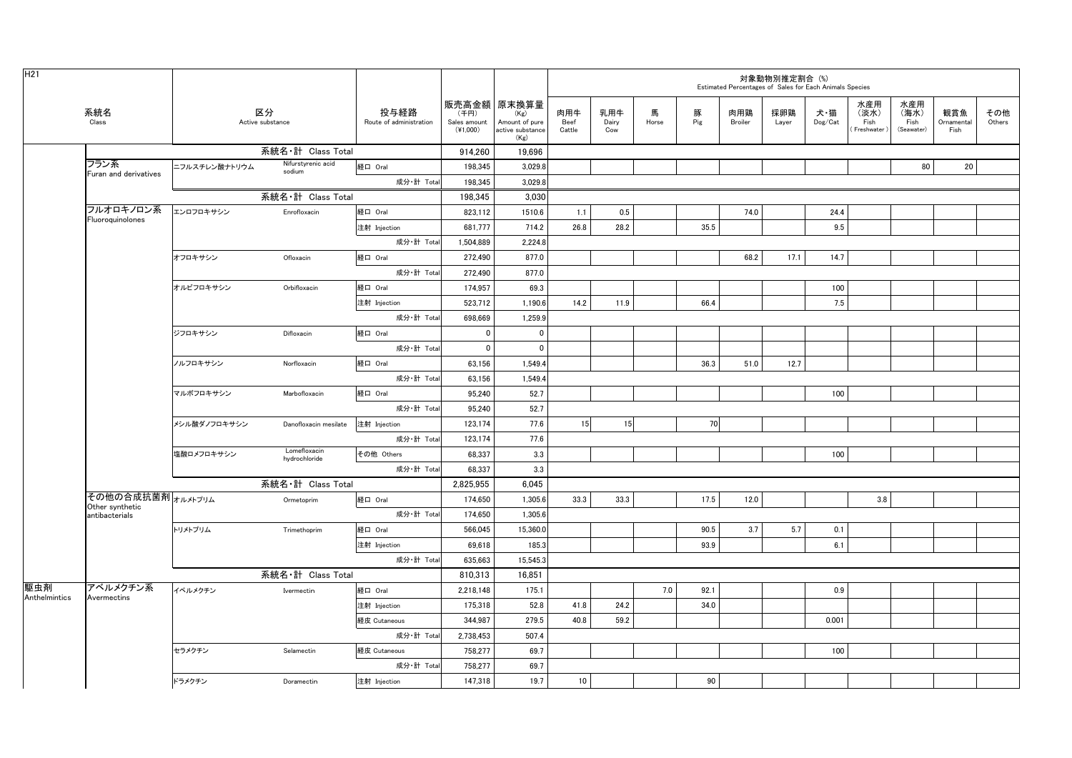H21

| 系統名 Class | | 区分 Active substance | | 投与経路 Route of administration | 販売高金額 (千円) Sales amount (¥1,000) | 原末換算量 (Kg) Amount of pure active substance (Kg) | 対象動物別推定割合 (%) Estimated Percentages of Sales for Each Animals Species | | | | | | | | | | |
|---|---|---|---|---|---|---|---|---|---|---|---|---|---|---|---|---|---|
| | | | | | | | 肉用牛 Beef Cattle | 乳用牛 Dairy Cow | 馬 Horse | 豚 Pig | 肉用鶏 Broiler | 採卵鶏 Layer | 犬・猫 Dog/Cat | 水産用（淡水）Fish (Freshwater) | 水産用（海水）Fish (Seawater) | 観賞魚 Ornamental Fish | その他 Others |
| | | 系統名・計 Class Total | | | 914,260 | 19,696 | | | | | | | | | | | |
| | フラン系 Furan and derivatives | ニフルスチレン酸ナトリウム | Nifurstyrenic acid sodium | 経口 Oral | 198,345 | 3,029.8 | | | | | | | | | 80 | 20 | |
| | | | | 成分・計 Total | 198,345 | 3,029.8 | | | | | | | | | | | |
| | | 系統名・計 Class Total | | | 198,345 | 3,030 | | | | | | | | | | | |
| | フルオロキノロン系 Fluoroquinolones | エンロフロキサシン | Enrofloxacin | 経口 Oral | 823,112 | 1510.6 | 1.1 | 0.5 | | | 74.0 | | 24.4 | | | | |
| | | | | 注射 Injection | 681,777 | 714.2 | 26.8 | 28.2 | | 35.5 | | | 9.5 | | | | |
| | | | | 成分・計 Total | 1,504,889 | 2,224.8 | | | | | | | | | | | |
| | | オフロキサシン | Ofloxacin | 経口 Oral | 272,490 | 877.0 | | | | | 68.2 | 17.1 | 14.7 | | | | |
| | | | | 成分・計 Total | 272,490 | 877.0 | | | | | | | | | | | |
| | | オルビフロキサシン | Orbifloxacin | 経口 Oral | 174,957 | 69.3 | | | | | | | 100 | | | | |
| | | | | 注射 Injection | 523,712 | 1,190.6 | 14.2 | 11.9 | | 66.4 | | | 7.5 | | | | |
| | | | | 成分・計 Total | 698,669 | 1,259.9 | | | | | | | | | | | |
| | | ジフロキサシン | Difloxacin | 経口 Oral | 0 | 0 | | | | | | | | | | | |
| | | | | 成分・計 Total | 0 | 0 | | | | | | | | | | | |
| | | ノルフロキサシン | Norfloxacin | 経口 Oral | 63,156 | 1,549.4 | | | | 36.3 | 51.0 | 12.7 | | | | | |
| | | | | 成分・計 Total | 63,156 | 1,549.4 | | | | | | | | | | | |
| | | マルボフロキサシン | Marbofloxacin | 経口 Oral | 95,240 | 52.7 | | | | | | | 100 | | | | |
| | | | | 成分・計 Total | 95,240 | 52.7 | | | | | | | | | | | |
| | | メシル酸ダノフロキサシン | Danofloxacin mesilate | 注射 Injection | 123,174 | 77.6 | 15 | 15 | | 70 | | | | | | | |
| | | | | 成分・計 Total | 123,174 | 77.6 | | | | | | | | | | | |
| | | 塩酸ロメフロキサシン | Lomefloxacin hydrochloride | その他 Others | 68,337 | 3.3 | | | | | | | 100 | | | | |
| | | | | 成分・計 Total | 68,337 | 3.3 | | | | | | | | | | | |
| | | 系統名・計 Class Total | | | 2,825,955 | 6,045 | | | | | | | | | | | |
| | その他の合成抗菌剤 Other synthetic antibacterials | オルメトプリム | Ormetoprim | 経口 Oral | 174,650 | 1,305.6 | 33.3 | 33.3 | | 17.5 | 12.0 | | | 3.8 | | | |
| | | | | 成分・計 Total | 174,650 | 1,305.6 | | | | | | | | | | | |
| | | トリメトプリム | Trimethoprim | 経口 Oral | 566,045 | 15,360.0 | | | | 90.5 | 3.7 | 5.7 | 0.1 | | | | |
| | | | | 注射 Injection | 69,618 | 185.3 | | | | 93.9 | | | 6.1 | | | | |
| | | | | 成分・計 Total | 635,663 | 15,545.3 | | | | | | | | | | | |
| | | 系統名・計 Class Total | | | 810,313 | 16,851 | | | | | | | | | | | |
| 駆虫剤 Anthelmintics | アベルメクチン系 Avermectins | イベルメクチン | Ivermectin | 経口 Oral | 2,218,148 | 175.1 | | | 7.0 | 92.1 | | | 0.9 | | | | |
| | | | | 注射 Injection | 175,318 | 52.8 | 41.8 | 24.2 | | 34.0 | | | | | | | |
| | | | | 経皮 Cutaneous | 344,987 | 279.5 | 40.8 | 59.2 | | | | | 0.001 | | | | |
| | | | | 成分・計 Total | 2,738,453 | 507.4 | | | | | | | | | | | |
| | | セラメクチン | Selamectin | 経皮 Cutaneous | 758,277 | 69.7 | | | | | | | 100 | | | | |
| | | | | 成分・計 Total | 758,277 | 69.7 | | | | | | | | | | | |
| | | ドラメクチン | Doramectin | 注射 Injection | 147,318 | 19.7 | 10 | | | 90 | | | | | | | |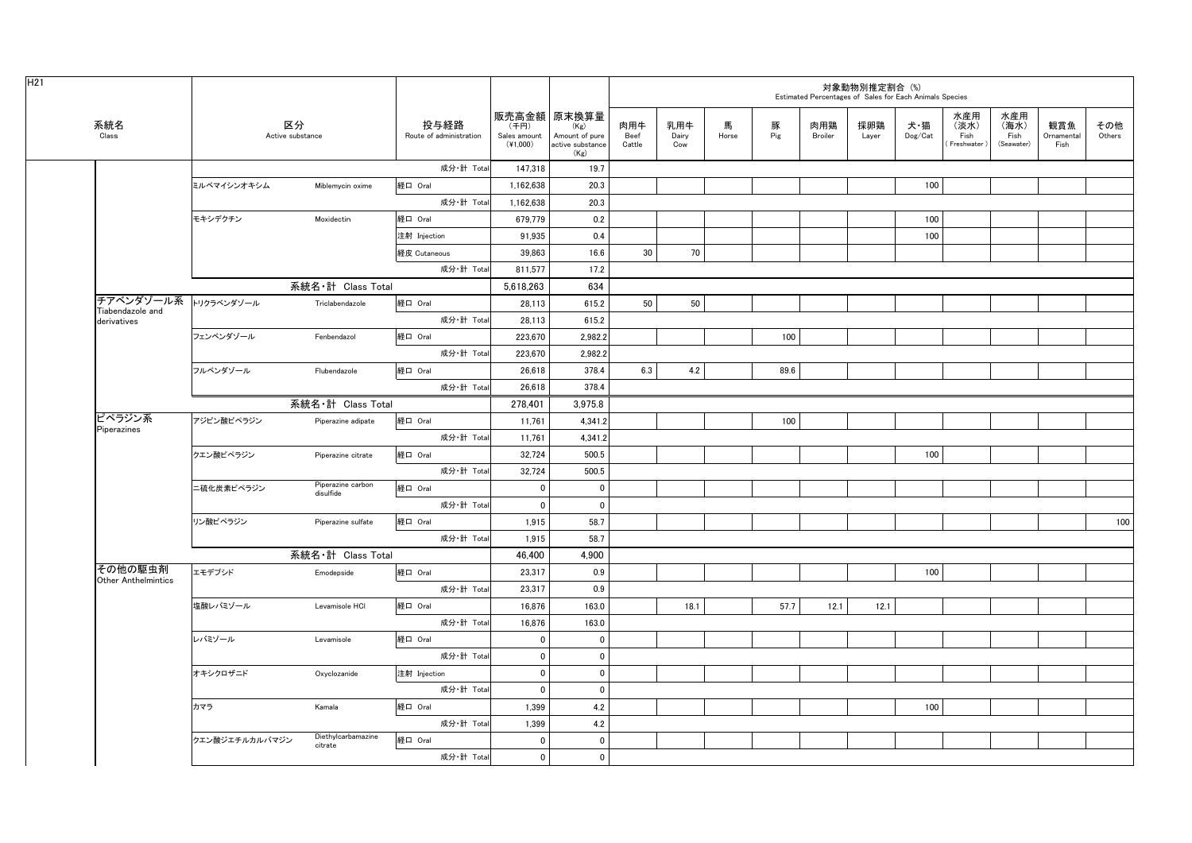H21

| 系統名 Class | 区分 Active substance | | 投与経路 Route of administration | 販売高金額 (千円) Sales amount (¥1,000) | 原末換算量 (Kg) Amount of pure active substance (Kg) | 対象動物別推定割合 (%) Estimated Percentages of Sales for Each Animals Species | | | | | | | | | | |
|---|---|---|---|---|---|---|---|---|---|---|---|---|---|---|---|---|
| | | | | | | 肉用牛 Beef Cattle | 乳用牛 Dairy Cow | 馬 Horse | 豚 Pig | 肉用鶏 Broiler | 採卵鶏 Layer | 犬・猫 Dog/Cat | 水産用（淡水）Fish (Freshwater) | 水産用（海水）Fish (Seawater) | 観賞魚 Ornamental Fish | その他 Others |
| | | | 成分・計 Total | 147,318 | 19.7 | | | | | | | | | | | |
| | ミルベマイシンオキシム | Miblemycin oxime | 経口 Oral | 1,162,638 | 20.3 | | | | | | | 100 | | | | |
| | | | 成分・計 Total | 1,162,638 | 20.3 | | | | | | | | | | | |
| | モキシデクチン | Moxidectin | 経口 Oral | 679,779 | 0.2 | | | | | | | 100 | | | | |
| | | | 注射 Injection | 91,935 | 0.4 | | | | | | | 100 | | | | |
| | | | 経皮 Cutaneous | 39,863 | 16.6 | 30 | 70 | | | | | | | | | |
| | | | 成分・計 Total | 811,577 | 17.2 | | | | | | | | | | | |
| | 系統名・計 Class Total | | | 5,618,263 | 634 | | | | | | | | | | | |
| チアベンダゾール系 Tiabendazole and derivatives | トリクラベンダゾール | Triclabendazole | 経口 Oral | 28,113 | 615.2 | 50 | 50 | | | | | | | | | |
| | | | 成分・計 Total | 28,113 | 615.2 | | | | | | | | | | | |
| | フェンベンダゾール | Fenbendazol | 経口 Oral | 223,670 | 2,982.2 | | | | 100 | | | | | | | |
| | | | 成分・計 Total | 223,670 | 2,982.2 | | | | | | | | | | | |
| | フルベンダゾール | Flubendazole | 経口 Oral | 26,618 | 378.4 | 6.3 | 4.2 | | 89.6 | | | | | | | |
| | | | 成分・計 Total | 26,618 | 378.4 | | | | | | | | | | | |
| | 系統名・計 Class Total | | | 278,401 | 3,975.8 | | | | | | | | | | | |
| ピペラジン系 Piperazines | アジピン酸ピペラジン | Piperazine adipate | 経口 Oral | 11,761 | 4,341.2 | | | | 100 | | | | | | | |
| | | | 成分・計 Total | 11,761 | 4,341.2 | | | | | | | | | | | |
| | クエン酸ピペラジン | Piperazine citrate | 経口 Oral | 32,724 | 500.5 | | | | | | | 100 | | | | |
| | | | 成分・計 Total | 32,724 | 500.5 | | | | | | | | | | | |
| | 二硫化炭素ピペラジン | Piperazine carbon disulfide | 経口 Oral | 0 | 0 | | | | | | | | | | | |
| | | | 成分・計 Total | 0 | 0 | | | | | | | | | | | |
| | リン酸ピペラジン | Piperazine sulfate | 経口 Oral | 1,915 | 58.7 | | | | | | | | | | | 100 |
| | | | 成分・計 Total | 1,915 | 58.7 | | | | | | | | | | | |
| | 系統名・計 Class Total | | | 46,400 | 4,900 | | | | | | | | | | | |
| その他の駆虫剤 Other Anthelmintics | エモデプシド | Emodepside | 経口 Oral | 23,317 | 0.9 | | | | | | | 100 | | | | |
| | | | 成分・計 Total | 23,317 | 0.9 | | | | | | | | | | | |
| | 塩酸レバミゾール | Levamisole HCl | 経口 Oral | 16,876 | 163.0 | | 18.1 | | 57.7 | 12.1 | 12.1 | | | | | |
| | | | 成分・計 Total | 16,876 | 163.0 | | | | | | | | | | | |
| | レバミゾール | Levamisole | 経口 Oral | 0 | 0 | | | | | | | | | | | |
| | | | 成分・計 Total | 0 | 0 | | | | | | | | | | | |
| | オキシクロザニド | Oxyclozanide | 注射 Injection | 0 | 0 | | | | | | | | | | | |
| | | | 成分・計 Total | 0 | 0 | | | | | | | | | | | |
| | カマラ | Kamala | 経口 Oral | 1,399 | 4.2 | | | | | | | 100 | | | | |
| | | | 成分・計 Total | 1,399 | 4.2 | | | | | | | | | | | |
| | クエン酸ジエチルカルバマジン | Diethylcarbamazine citrate | 経口 Oral | 0 | 0 | | | | | | | | | | | |
| | | | 成分・計 Total | 0 | 0 | | | | | | | | | | | |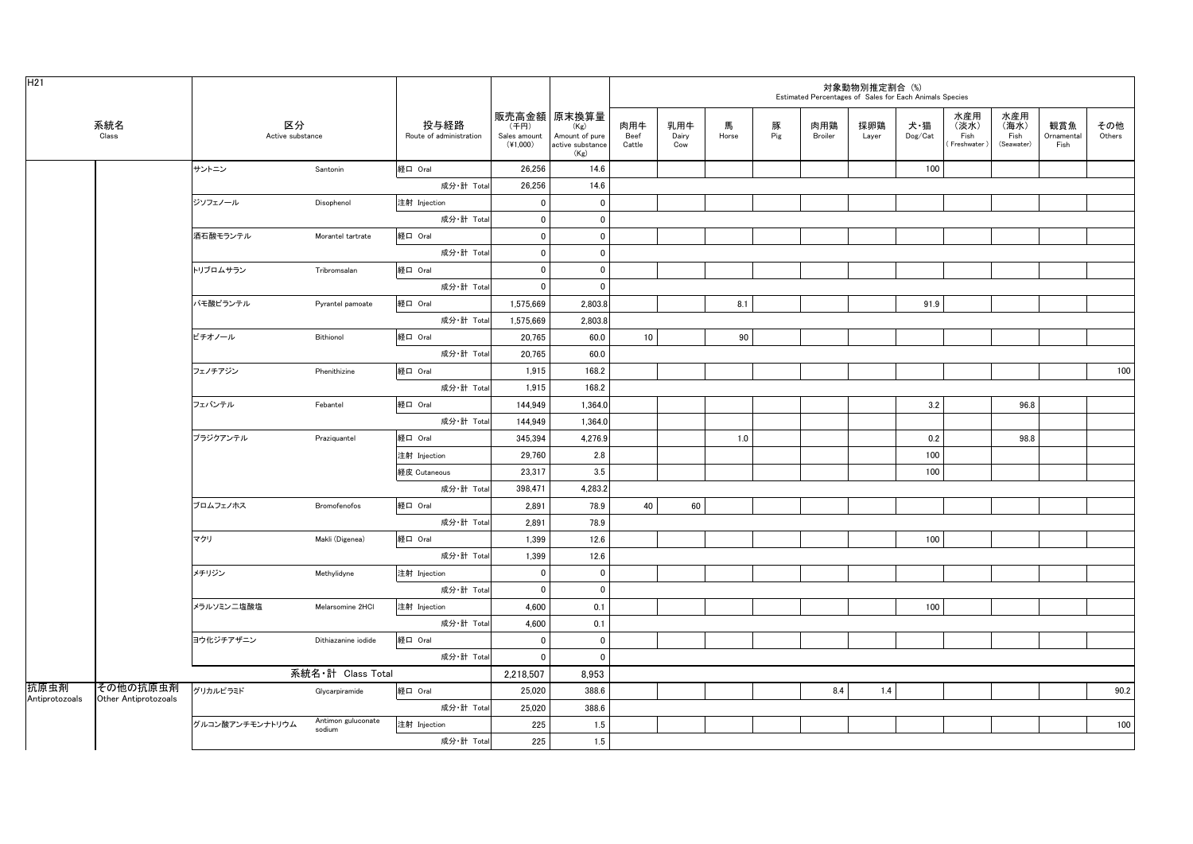H21

| 系統名 Class | | 区分 Active substance | | 投与経路 Route of administration | 販売高金額 (千円) Sales amount (¥1,000) | 原末換算量 (Kg) Amount of pure active substance (Kg) | 対象動物別推定割合 (%) Estimated Percentages of Sales for Each Animals Species | | | | | | | | | | | |
|---|---|---|---|---|---|---|---|---|---|---|---|---|---|---|---|---|---|
| | | | | | | | 肉用牛 Beef Cattle | 乳用牛 Dairy Cow | 馬 Horse | 豚 Pig | 肉用鶏 Broiler | 採卵鶏 Layer | 犬・猫 Dog/Cat | 水産用（淡水）Fish (Freshwater) | 水産用（海水）Fish (Seawater) | 観賞魚 Ornamental Fish | その他 Others |
| | | サントニン | Santonin | 経口 Oral | 26,256 | 14.6 | | | | | | | 100 | | | | |
| | | | | 成分・計 Total | 26,256 | 14.6 | | | | | | | | | | | |
| | | ジソフェノール | Disophenol | 注射 Injection | 0 | 0 | | | | | | | | | | | |
| | | | | 成分・計 Total | 0 | 0 | | | | | | | | | | | |
| | | 酒石酸モランテル | Morantel tartrate | 経口 Oral | 0 | 0 | | | | | | | | | | | |
| | | | | 成分・計 Total | 0 | 0 | | | | | | | | | | | |
| | | トリブロムサラン | Tribromsalan | 経口 Oral | 0 | 0 | | | | | | | | | | | |
| | | | | 成分・計 Total | 0 | 0 | | | | | | | | | | | |
| | | パモ酸ピランテル | Pyrantel pamoate | 経口 Oral | 1,575,669 | 2,803.8 | | | 8.1 | | | | 91.9 | | | | |
| | | | | 成分・計 Total | 1,575,669 | 2,803.8 | | | | | | | | | | | |
| | | ビチオノール | Bithionol | 経口 Oral | 20,765 | 60.0 | 10 | | 90 | | | | | | | | |
| | | | | 成分・計 Total | 20,765 | 60.0 | | | | | | | | | | | |
| | | フェノチアジン | Phenithizine | 経口 Oral | 1,915 | 168.2 | | | | | | | | | | | 100 |
| | | | | 成分・計 Total | 1,915 | 168.2 | | | | | | | | | | | |
| | | フェバンテル | Febantel | 経口 Oral | 144,949 | 1,364.0 | | | | | | | 3.2 | | 96.8 | | |
| | | | | 成分・計 Total | 144,949 | 1,364.0 | | | | | | | | | | | |
| | | プラジクアンテル | Praziquantel | 経口 Oral | 345,394 | 4,276.9 | | | 1.0 | | | | 0.2 | | 98.8 | | |
| | | | | 注射 Injection | 29,760 | 2.8 | | | | | | | 100 | | | | |
| | | | | 経皮 Cutaneous | 23,317 | 3.5 | | | | | | | 100 | | | | |
| | | | | 成分・計 Total | 398,471 | 4,283.2 | | | | | | | | | | | |
| | | ブロムフェノホス | Bromofenofos | 経口 Oral | 2,891 | 78.9 | 40 | 60 | | | | | | | | | |
| | | | | 成分・計 Total | 2,891 | 78.9 | | | | | | | | | | | |
| | | マクリ | Makli (Digenea) | 経口 Oral | 1,399 | 12.6 | | | | | | | 100 | | | | |
| | | | | 成分・計 Total | 1,399 | 12.6 | | | | | | | | | | | |
| | | メチリジン | Methylidyne | 注射 Injection | 0 | 0 | | | | | | | | | | | |
| | | | | 成分・計 Total | 0 | 0 | | | | | | | | | | | |
| | | メラルソミン二塩酸塩 | Melarsomine 2HCl | 注射 Injection | 4,600 | 0.1 | | | | | | | 100 | | | | |
| | | | | 成分・計 Total | 4,600 | 0.1 | | | | | | | | | | | |
| | | ヨウ化ジチアザニン | Dithiazanine iodide | 経口 Oral | 0 | 0 | | | | | | | | | | | |
| | | | | 成分・計 Total | 0 | 0 | | | | | | | | | | | |
| | | 系統名・計 Class Total | | | 2,218,507 | 8,953 | | | | | | | | | | | |
| 抗原虫剤 Antiprotozoals | その他の抗原虫剤 Other Antiprotozoals | グリカルピラミド | Glycarpiramide | 経口 Oral | 25,020 | 388.6 | | | | | 8.4 | 1.4 | | | | | 90.2 |
| | | | | 成分・計 Total | 25,020 | 388.6 | | | | | | | | | | | |
| | | グルコン酸アンチモンナトリウム | Antimon guluconate sodium | 注射 Injection | 225 | 1.5 | | | | | | | | | | | 100 |
| | | | | 成分・計 Total | 225 | 1.5 | | | | | | | | | | | |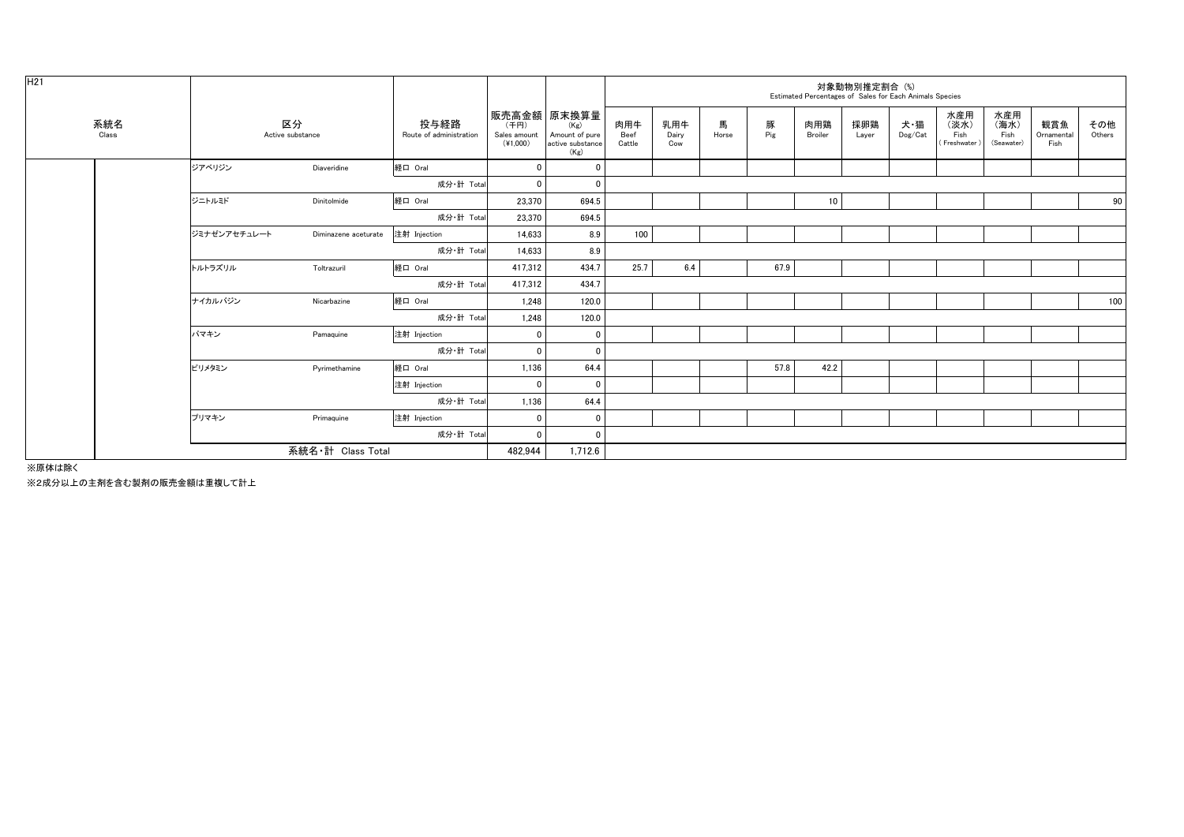H21

| 系統名 Class | 区分 Active substance | | 投与経路 Route of administration | 販売高金額 (千円) Sales amount (¥1,000) | 原末換算量 (Kg) Amount of pure active substance (Kg) | 対象動物別推定割合 (%) Estimated Percentages of Sales for Each Animals Species | | | | | | | | | | |
|---|---|---|---|---|---|---|---|---|---|---|---|---|---|---|---|---|
| | | | | | | 肉用牛 Beef Cattle | 乳用牛 Dairy Cow | 馬 Horse | 豚 Pig | 肉用鶏 Broiler | 採卵鶏 Layer | 犬・猫 Dog/Cat | 水産用 (淡水) Fish (Freshwater) | 水産用 (海水) Fish (Seawater) | 観賞魚 Ornamental Fish | その他 Others |
| | ジアベリジン | Diaveridine | 経口 Oral | 0 | 0 | | | | | | | | | | | |
| | | | 成分・計 Total | 0 | 0 | | | | | | | | | | | |
| | ジニトルミド | Dinitolmide | 経口 Oral | 23,370 | 694.5 | | | | | 10 | | | | | | 90 |
| | | | 成分・計 Total | 23,370 | 694.5 | | | | | | | | | | | |
| | ジミナゼンアセチュレート | Diminazene aceturate | 注射 Injection | 14,633 | 8.9 | 100 | | | | | | | | | | |
| | | | 成分・計 Total | 14,633 | 8.9 | | | | | | | | | | | |
| | トルトラズリル | Toltrazuril | 経口 Oral | 417,312 | 434.7 | 25.7 | 6.4 | | 67.9 | | | | | | | |
| | | | 成分・計 Total | 417,312 | 434.7 | | | | | | | | | | | |
| | ナイカルバジン | Nicarbazine | 経口 Oral | 1,248 | 120.0 | | | | | | | | | | | 100 |
| | | | 成分・計 Total | 1,248 | 120.0 | | | | | | | | | | | |
| | パマキン | Pamaquine | 注射 Injection | 0 | 0 | | | | | | | | | | | |
| | | | 成分・計 Total | 0 | 0 | | | | | | | | | | | |
| | ピリメタミン | Pyrimethamine | 経口 Oral | 1,136 | 64.4 | | | | 57.8 | 42.2 | | | | | | |
| | | | 注射 Injection | 0 | 0 | | | | | | | | | | | |
| | | | 成分・計 Total | 1,136 | 64.4 | | | | | | | | | | | |
| | プリマキン | Primaquine | 注射 Injection | 0 | 0 | | | | | | | | | | | |
| | | | 成分・計 Total | 0 | 0 | | | | | | | | | | | |
| | 系統名・計 Class Total | | | 482,944 | 1,712.6 | | | | | | | | | | | |

※原体は除く

※2成分以上の主剤を含む製剤の販売金額は重複して計上